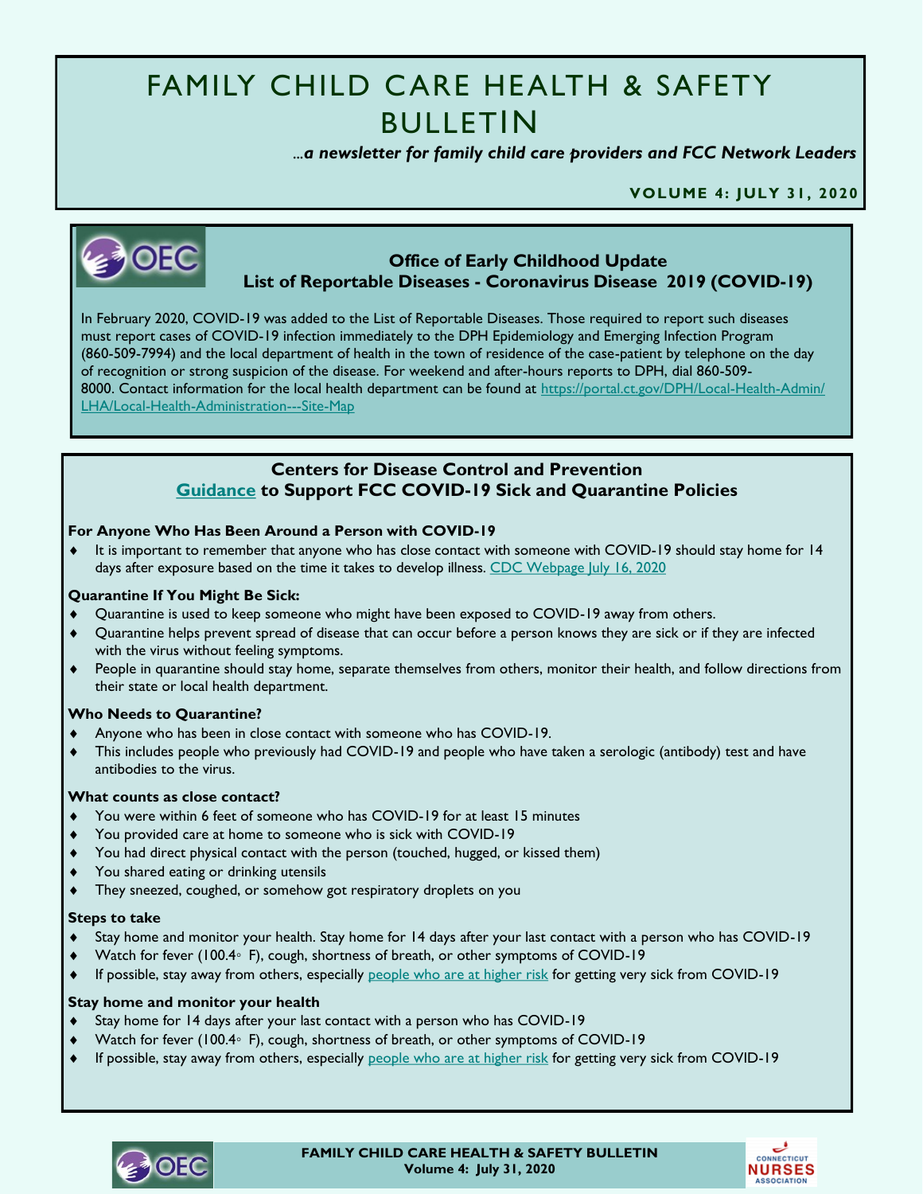# FAMILY CHILD CARE HEALTH & SAFETY BULLETIN

*...a newsletter for family child care providers and FCC Network Leaders*

**VOLUME 4: JULY 31, 2020**

## Office of Early Childhood Update
## List of Reportable Diseases - Coronavirus Disease 2019 (COVID-19)

In February 2020, COVID-19 was added to the List of Reportable Diseases. Those required to report such diseases must report cases of COVID-19 infection immediately to the DPH Epidemiology and Emerging Infection Program (860-509-7994) and the local department of health in the town of residence of the case-patient by telephone on the day of recognition or strong suspicion of the disease. For weekend and after-hours reports to DPH, dial 860-509-8000. Contact information for the local health department can be found at https://portal.ct.gov/DPH/Local-Health-Admin/LHA/Local-Health-Administration---Site-Map

## Centers for Disease Control and Prevention
## Guidance to Support FCC COVID-19 Sick and Quarantine Policies

**For Anyone Who Has Been Around a Person with COVID-19**

- It is important to remember that anyone who has close contact with someone with COVID-19 should stay home for 14 days after exposure based on the time it takes to develop illness. CDC Webpage July 16, 2020

**Quarantine If You Might Be Sick:**

- Quarantine is used to keep someone who might have been exposed to COVID-19 away from others.
- Quarantine helps prevent spread of disease that can occur before a person knows they are sick or if they are infected with the virus without feeling symptoms.
- People in quarantine should stay home, separate themselves from others, monitor their health, and follow directions from their state or local health department.

**Who Needs to Quarantine?**

- Anyone who has been in close contact with someone who has COVID-19.
- This includes people who previously had COVID-19 and people who have taken a serologic (antibody) test and have antibodies to the virus.

**What counts as close contact?**

- You were within 6 feet of someone who has COVID-19 for at least 15 minutes
- You provided care at home to someone who is sick with COVID-19
- You had direct physical contact with the person (touched, hugged, or kissed them)
- You shared eating or drinking utensils
- They sneezed, coughed, or somehow got respiratory droplets on you

**Steps to take**

- Stay home and monitor your health. Stay home for 14 days after your last contact with a person who has COVID-19
- Watch for fever (100.4◦ F), cough, shortness of breath, or other symptoms of COVID-19
- If possible, stay away from others, especially people who are at higher risk for getting very sick from COVID-19

**Stay home and monitor your health**

- Stay home for 14 days after your last contact with a person who has COVID-19
- Watch for fever (100.4◦ F), cough, shortness of breath, or other symptoms of COVID-19
- If possible, stay away from others, especially people who are at higher risk for getting very sick from COVID-19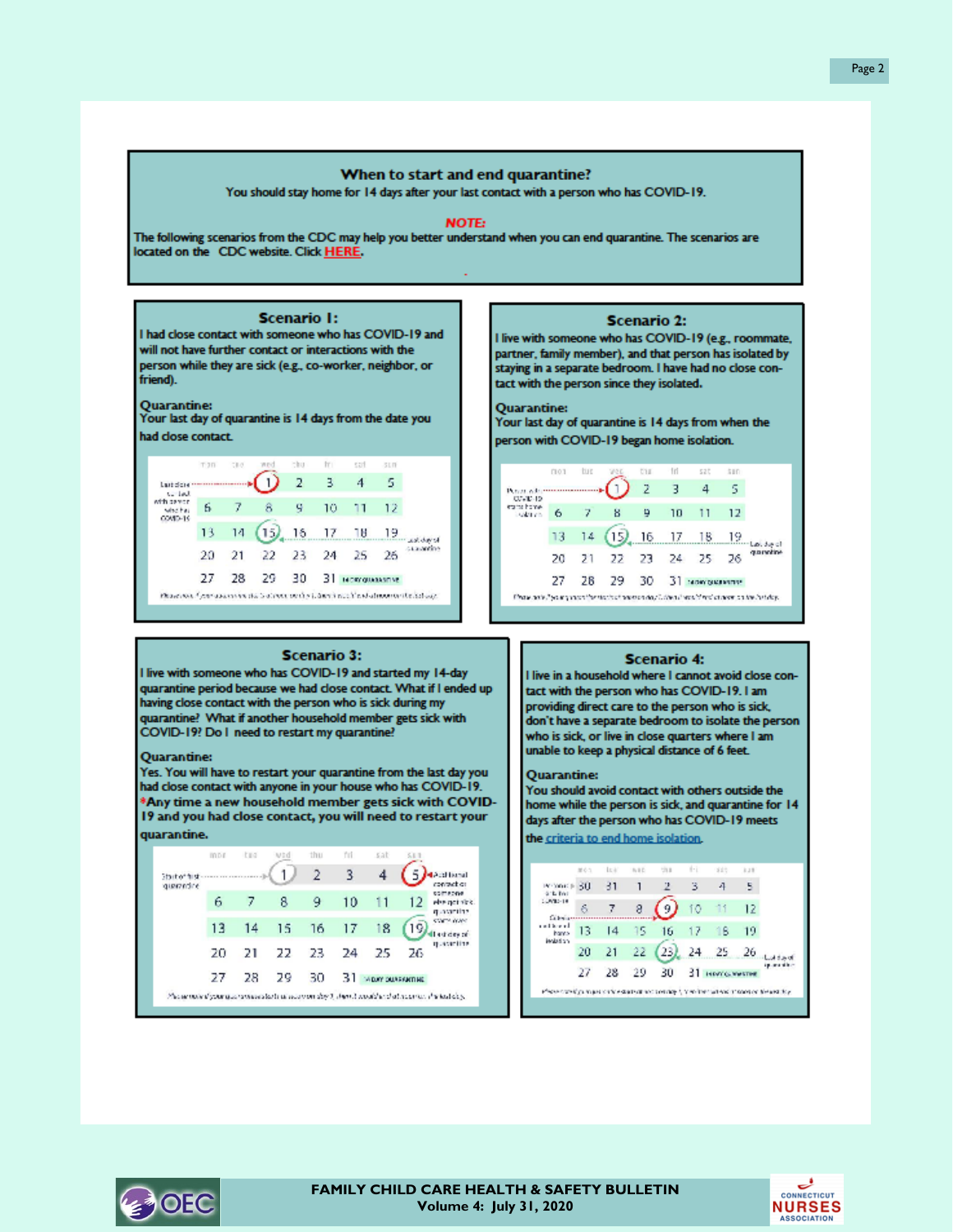## When to start and end quarantine?

You should stay home for 14 days after your last contact with a person who has COVID-19.

***NOTE:***

The following scenarios from the CDC may help you better understand when you can end quarantine. The scenarios are located on the CDC website. Click HERE.

### Scenario 1:

I had close contact with someone who has COVID-19 and will not have further contact or interactions with the person while they are sick (e.g., co-worker, neighbor, or friend).

**Quarantine:**
Your last day of quarantine is 14 days from the date you had close contact.

### Scenario 2:

I live with someone who has COVID-19 (e.g., roommate, partner, family member), and that person has isolated by staying in a separate bedroom. I have had no close contact with the person since they isolated.

**Quarantine:**
Your last day of quarantine is 14 days from when the person with COVID-19 began home isolation.

### Scenario 3:

I live with someone who has COVID-19 and started my 14-day quarantine period because we had close contact. What if I ended up having close contact with the person who is sick during my quarantine? What if another household member gets sick with COVID-19? Do I need to restart my quarantine?

**Quarantine:**
Yes. You will have to restart your quarantine from the last day you had close contact with anyone in your house who has COVID-19.
***Any time a new household member gets sick with COVID-19 and you had close contact, you will need to restart your quarantine.**

### Scenario 4:

I live in a household where I cannot avoid close contact with the person who has COVID-19. I am providing direct care to the person who is sick, don't have a separate bedroom to isolate the person who is sick, or live in close quarters where I am unable to keep a physical distance of 6 feet.

**Quarantine:**
You should avoid contact with others outside the home while the person is sick, and quarantine for 14 days after the person who has COVID-19 meets the criteria to end home isolation.